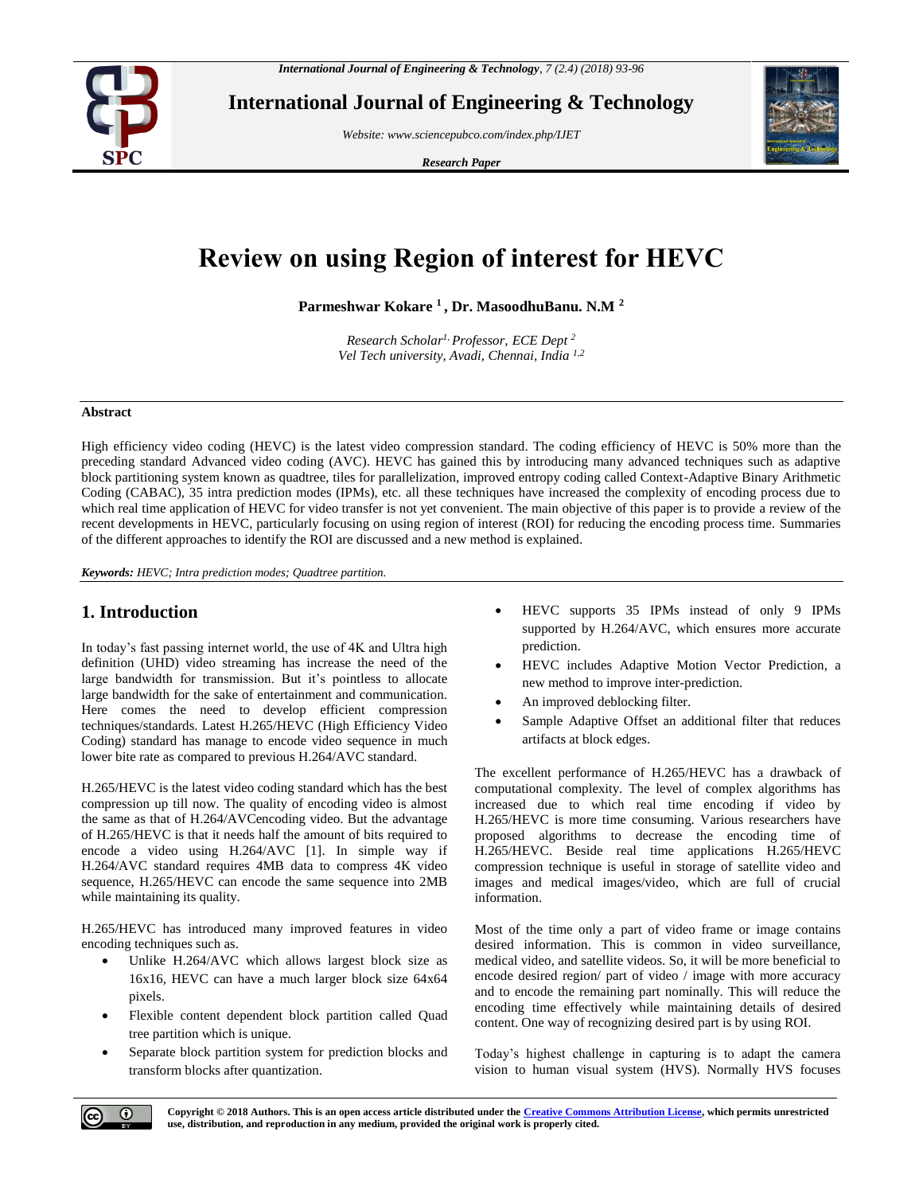# Review on using Region of interest for HEVC

**Parmeshwar Kokare [1], Dr. MasoodhuBanu. N.M [2]**

*Research Scholar[1], Professor, ECE Dept [2]*
*Vel Tech university, Avadi, Chennai, India [1,2]*

**Abstract**

High efficiency video coding (HEVC) is the latest video compression standard. The coding efficiency of HEVC is 50% more than the preceding standard Advanced video coding (AVC). HEVC has gained this by introducing many advanced techniques such as adaptive block partitioning system known as quadtree, tiles for parallelization, improved entropy coding called Context-Adaptive Binary Arithmetic Coding (CABAC), 35 intra prediction modes (IPMs), etc. all these techniques have increased the complexity of encoding process due to which real time application of HEVC for video transfer is not yet convenient. The main objective of this paper is to provide a review of the recent developments in HEVC, particularly focusing on using region of interest (ROI) for reducing the encoding process time. Summaries of the different approaches to identify the ROI are discussed and a new method is explained.

***Keywords:*** *HEVC; Intra prediction modes; Quadtree partition.*

## 1. Introduction

In today's fast passing internet world, the use of 4K and Ultra high definition (UHD) video streaming has increase the need of the large bandwidth for transmission. But it's pointless to allocate large bandwidth for the sake of entertainment and communication. Here comes the need to develop efficient compression techniques/standards. Latest H.265/HEVC (High Efficiency Video Coding) standard has manage to encode video sequence in much lower bite rate as compared to previous H.264/AVC standard.

H.265/HEVC is the latest video coding standard which has the best compression up till now. The quality of encoding video is almost the same as that of H.264/AVCencoding video. But the advantage of H.265/HEVC is that it needs half the amount of bits required to encode a video using H.264/AVC [1]. In simple way if H.264/AVC standard requires 4MB data to compress 4K video sequence, H.265/HEVC can encode the same sequence into 2MB while maintaining its quality.

H.265/HEVC has introduced many improved features in video encoding techniques such as.

- Unlike H.264/AVC which allows largest block size as 16x16, HEVC can have a much larger block size 64x64 pixels.
- Flexible content dependent block partition called Quad tree partition which is unique.
- Separate block partition system for prediction blocks and transform blocks after quantization.
- HEVC supports 35 IPMs instead of only 9 IPMs supported by H.264/AVC, which ensures more accurate prediction.
- HEVC includes Adaptive Motion Vector Prediction, a new method to improve inter-prediction.
- An improved deblocking filter.
- Sample Adaptive Offset an additional filter that reduces artifacts at block edges.

The excellent performance of H.265/HEVC has a drawback of computational complexity. The level of complex algorithms has increased due to which real time encoding if video by H.265/HEVC is more time consuming. Various researchers have proposed algorithms to decrease the encoding time of H.265/HEVC. Beside real time applications H.265/HEVC compression technique is useful in storage of satellite video and images and medical images/video, which are full of crucial information.

Most of the time only a part of video frame or image contains desired information. This is common in video surveillance, medical video, and satellite videos. So, it will be more beneficial to encode desired region/ part of video / image with more accuracy and to encode the remaining part nominally. This will reduce the encoding time effectively while maintaining details of desired content. One way of recognizing desired part is by using ROI.

Today's highest challenge in capturing is to adapt the camera vision to human visual system (HVS). Normally HVS focuses

**Copyright © 2018 Authors. This is an open access article distributed under the Creative Commons Attribution License, which permits unrestricted use, distribution, and reproduction in any medium, provided the original work is properly cited.**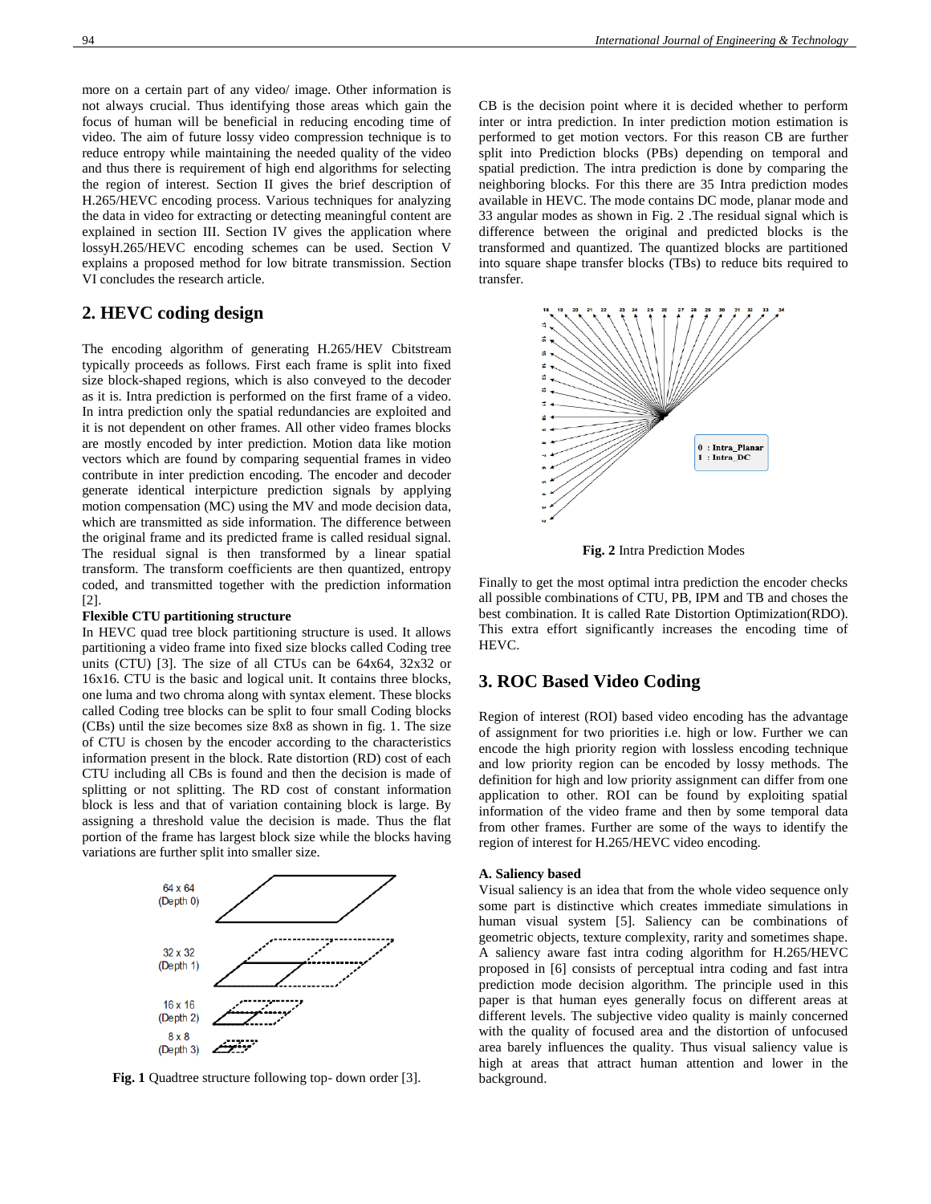more on a certain part of any video/ image. Other information is not always crucial. Thus identifying those areas which gain the focus of human will be beneficial in reducing encoding time of video. The aim of future lossy video compression technique is to reduce entropy while maintaining the needed quality of the video and thus there is requirement of high end algorithms for selecting the region of interest. Section II gives the brief description of H.265/HEVC encoding process. Various techniques for analyzing the data in video for extracting or detecting meaningful content are explained in section III. Section IV gives the application where lossyH.265/HEVC encoding schemes can be used. Section V explains a proposed method for low bitrate transmission. Section VI concludes the research article.

## 2. HEVC coding design

The encoding algorithm of generating H.265/HEV Cbitstream typically proceeds as follows. First each frame is split into fixed size block-shaped regions, which is also conveyed to the decoder as it is. Intra prediction is performed on the first frame of a video. In intra prediction only the spatial redundancies are exploited and it is not dependent on other frames. All other video frames blocks are mostly encoded by inter prediction. Motion data like motion vectors which are found by comparing sequential frames in video contribute in inter prediction encoding. The encoder and decoder generate identical interpicture prediction signals by applying motion compensation (MC) using the MV and mode decision data, which are transmitted as side information. The difference between the original frame and its predicted frame is called residual signal. The residual signal is then transformed by a linear spatial transform. The transform coefficients are then quantized, entropy coded, and transmitted together with the prediction information [2].

**Flexible CTU partitioning structure**

In HEVC quad tree block partitioning structure is used. It allows partitioning a video frame into fixed size blocks called Coding tree units (CTU) [3]. The size of all CTUs can be 64x64, 32x32 or 16x16. CTU is the basic and logical unit. It contains three blocks, one luma and two chroma along with syntax element. These blocks called Coding tree blocks can be split to four small Coding blocks (CBs) until the size becomes size 8x8 as shown in fig. 1. The size of CTU is chosen by the encoder according to the characteristics information present in the block. Rate distortion (RD) cost of each CTU including all CBs is found and then the decision is made of splitting or not splitting. The RD cost of constant information block is less and that of variation containing block is large. By assigning a threshold value the decision is made. Thus the flat portion of the frame has largest block size while the blocks having variations are further split into smaller size.

**Fig. 1** Quadtree structure following top- down order [3].

CB is the decision point where it is decided whether to perform inter or intra prediction. In inter prediction motion estimation is performed to get motion vectors. For this reason CB are further split into Prediction blocks (PBs) depending on temporal and spatial prediction. The intra prediction is done by comparing the neighboring blocks. For this there are 35 Intra prediction modes available in HEVC. The mode contains DC mode, planar mode and 33 angular modes as shown in Fig. 2 .The residual signal which is difference between the original and predicted blocks is the transformed and quantized. The quantized blocks are partitioned into square shape transfer blocks (TBs) to reduce bits required to transfer.

**Fig. 2** Intra Prediction Modes

Finally to get the most optimal intra prediction the encoder checks all possible combinations of CTU, PB, IPM and TB and choses the best combination. It is called Rate Distortion Optimization(RDO). This extra effort significantly increases the encoding time of HEVC.

## 3. ROC Based Video Coding

Region of interest (ROI) based video encoding has the advantage of assignment for two priorities i.e. high or low. Further we can encode the high priority region with lossless encoding technique and low priority region can be encoded by lossy methods. The definition for high and low priority assignment can differ from one application to other. ROI can be found by exploiting spatial information of the video frame and then by some temporal data from other frames. Further are some of the ways to identify the region of interest for H.265/HEVC video encoding.

**A. Saliency based**

Visual saliency is an idea that from the whole video sequence only some part is distinctive which creates immediate simulations in human visual system [5]. Saliency can be combinations of geometric objects, texture complexity, rarity and sometimes shape. A saliency aware fast intra coding algorithm for H.265/HEVC proposed in [6] consists of perceptual intra coding and fast intra prediction mode decision algorithm. The principle used in this paper is that human eyes generally focus on different areas at different levels. The subjective video quality is mainly concerned with the quality of focused area and the distortion of unfocused area barely influences the quality. Thus visual saliency value is high at areas that attract human attention and lower in the background.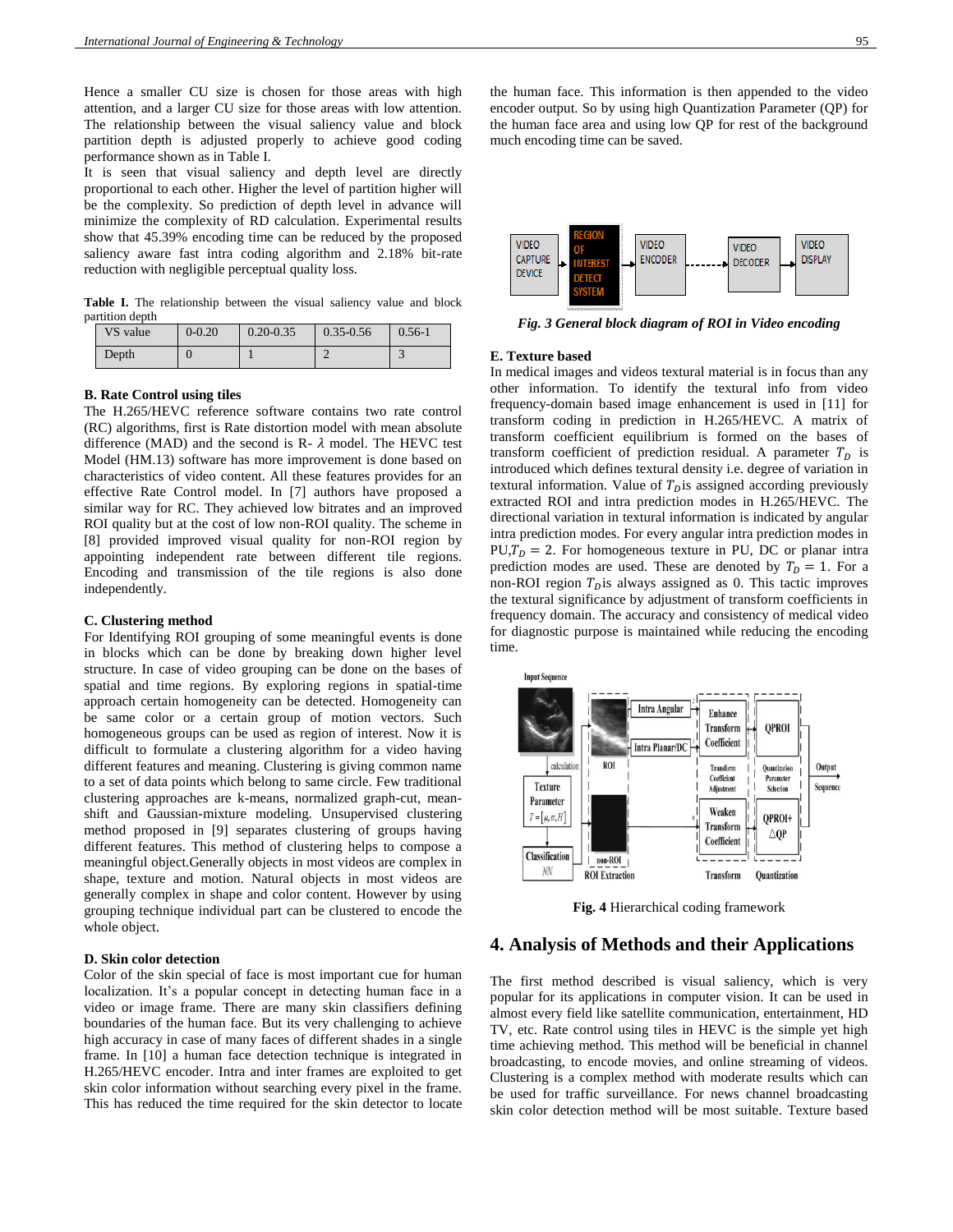Hence a smaller CU size is chosen for those areas with high attention, and a larger CU size for those areas with low attention. The relationship between the visual saliency value and block partition depth is adjusted properly to achieve good coding performance shown as in Table I.

It is seen that visual saliency and depth level are directly proportional to each other. Higher the level of partition higher will be the complexity. So prediction of depth level in advance will minimize the complexity of RD calculation. Experimental results show that 45.39% encoding time can be reduced by the proposed saliency aware fast intra coding algorithm and 2.18% bit-rate reduction with negligible perceptual quality loss.

**Table I.** The relationship between the visual saliency value and block partition depth

| VS value | 0-0.20 | 0.20-0.35 | 0.35-0.56 | 0.56-1 |
|---|---|---|---|---|
| Depth | 0 | 1 | 2 | 3 |

### B. Rate Control using tiles

The H.265/HEVC reference software contains two rate control (RC) algorithms, first is Rate distortion model with mean absolute difference (MAD) and the second is R- $\lambda$ model. The HEVC test Model (HM.13) software has more improvement is done based on characteristics of video content. All these features provides for an effective Rate Control model. In [7] authors have proposed a similar way for RC. They achieved low bitrates and an improved ROI quality but at the cost of low non-ROI quality. The scheme in [8] provided improved visual quality for non-ROI region by appointing independent rate between different tile regions. Encoding and transmission of the tile regions is also done independently.

### C. Clustering method

For Identifying ROI grouping of some meaningful events is done in blocks which can be done by breaking down higher level structure. In case of video grouping can be done on the bases of spatial and time regions. By exploring regions in spatial-time approach certain homogeneity can be detected. Homogeneity can be same color or a certain group of motion vectors. Such homogeneous groups can be used as region of interest. Now it is difficult to formulate a clustering algorithm for a video having different features and meaning. Clustering is giving common name to a set of data points which belong to same circle. Few traditional clustering approaches are k-means, normalized graph-cut, mean-shift and Gaussian-mixture modeling. Unsupervised clustering method proposed in [9] separates clustering of groups having different features. This method of clustering helps to compose a meaningful object.Generally objects in most videos are complex in shape, texture and motion. Natural objects in most videos are generally complex in shape and color content. However by using grouping technique individual part can be clustered to encode the whole object.

### D. Skin color detection

Color of the skin special of face is most important cue for human localization. It's a popular concept in detecting human face in a video or image frame. There are many skin classifiers defining boundaries of the human face. But its very challenging to achieve high accuracy in case of many faces of different shades in a single frame. In [10] a human face detection technique is integrated in H.265/HEVC encoder. Intra and inter frames are exploited to get skin color information without searching every pixel in the frame. This has reduced the time required for the skin detector to locate the human face. This information is then appended to the video encoder output. So by using high Quantization Parameter (QP) for the human face area and using low QP for rest of the background much encoding time can be saved.

*Fig. 3 General block diagram of ROI in Video encoding*

### E. Texture based

In medical images and videos textural material is in focus than any other information. To identify the textural info from video frequency-domain based image enhancement is used in [11] for transform coding in prediction in H.265/HEVC. A matrix of transform coefficient equilibrium is formed on the bases of transform coefficient of prediction residual. A parameter $T_D$ is introduced which defines textural density i.e. degree of variation in textural information. Value of $T_D$is assigned according previously extracted ROI and intra prediction modes in H.265/HEVC. The directional variation in textural information is indicated by angular intra prediction modes. For every angular intra prediction modes in PU,$T_D = 2$. For homogeneous texture in PU, DC or planar intra prediction modes are used. These are denoted by $T_D = 1$. For a non-ROI region $T_D$is always assigned as 0. This tactic improves the textural significance by adjustment of transform coefficients in frequency domain. The accuracy and consistency of medical video for diagnostic purpose is maintained while reducing the encoding time.

**Fig. 4** Hierarchical coding framework

## 4. Analysis of Methods and their Applications

The first method described is visual saliency, which is very popular for its applications in computer vision. It can be used in almost every field like satellite communication, entertainment, HD TV, etc. Rate control using tiles in HEVC is the simple yet high time achieving method. This method will be beneficial in channel broadcasting, to encode movies, and online streaming of videos. Clustering is a complex method with moderate results which can be used for traffic surveillance. For news channel broadcasting skin color detection method will be most suitable. Texture based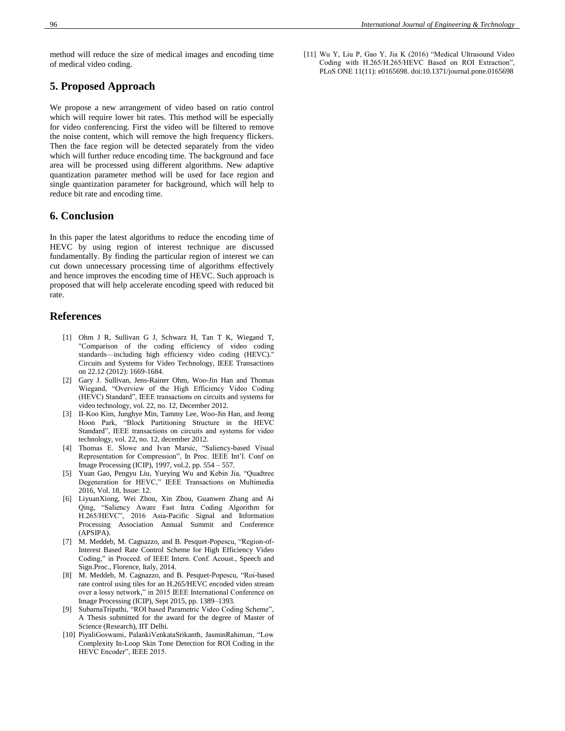method will reduce the size of medical images and encoding time of medical video coding.

## 5. Proposed Approach

We propose a new arrangement of video based on ratio control which will require lower bit rates. This method will be especially for video conferencing. First the video will be filtered to remove the noise content, which will remove the high frequency flickers. Then the face region will be detected separately from the video which will further reduce encoding time. The background and face area will be processed using different algorithms. New adaptive quantization parameter method will be used for face region and single quantization parameter for background, which will help to reduce bit rate and encoding time.

## 6. Conclusion

In this paper the latest algorithms to reduce the encoding time of HEVC by using region of interest technique are discussed fundamentally. By finding the particular region of interest we can cut down unnecessary processing time of algorithms effectively and hence improves the encoding time of HEVC. Such approach is proposed that will help accelerate encoding speed with reduced bit rate.

## References

[1] Ohm J R, Sullivan G J, Schwarz H, Tan T K, Wiegand T, "Comparison of the coding efficiency of video coding standards—including high efficiency video coding (HEVC)." Circuits and Systems for Video Technology, IEEE Transactions on 22.12 (2012): 1669-1684.

[2] Gary J. Sullivan, Jens-Rainer Ohm, Woo-Jin Han and Thomas Wiegand, "Overview of the High Efficiency Video Coding (HEVC) Standard", IEEE transactions on circuits and systems for video technology, vol. 22, no. 12, December 2012.

[3] II-Koo Kim, Junghye Min, Tammy Lee, Woo-Jin Han, and Jeong Hoon Park, "Block Partitioning Structure in the HEVC Standard", IEEE transactions on circuits and systems for video technology, vol. 22, no. 12, december 2012.

[4] Thomas E. Slowe and Ivan Marsic, "Saliency-based Visual Representation for Compression", In Proc. IEEE Int'l. Conf on Image Processing (ICIP), 1997, vol.2, pp. 554 – 557.

[5] Yuan Gao, Pengyu Liu, Yueying Wu and Kebin Jia, "Quadtree Degeneration for HEVC," IEEE Transactions on Multimedia 2016, Vol. 18, Issue: 12.

[6] LiyuanXiong, Wei Zhou, Xin Zhou, Guanwen Zhang and Ai Qing, "Saliency Aware Fast Intra Coding Algorithm for H.265/HEVC", 2016 Asia-Pacific Signal and Information Processing Association Annual Summit and Conference (APSIPA).

[7] M. Meddeb, M. Cagnazzo, and B. Pesquet-Popescu, "Region-of-Interest Based Rate Control Scheme for High Efficiency Video Coding," in Proceed. of IEEE Intern. Conf. Acoust., Speech and Sign.Proc., Florence, Italy, 2014.

[8] M. Meddeb, M. Cagnazzo, and B. Pesquet-Popescu, "Roi-based rate control using tiles for an H.265/HEVC encoded video stream over a lossy network," in 2015 IEEE International Conference on Image Processing (ICIP), Sept 2015, pp. 1389–1393.

[9] SubarnaTripathi, "ROI based Parametric Video Coding Scheme", A Thesis submitted for the award for the degree of Master of Science (Research), IIT Delhi.

[10] PiyaliGoswami, PalankiVenkataSrikanth, JasminRahiman, "Low Complexity In-Loop Skin Tone Detection for ROI Coding in the HEVC Encoder", IEEE 2015.

[11] Wu Y, Liu P, Gao Y, Jia K (2016) "Medical Ultrasound Video Coding with H.265/H.265/HEVC Based on ROI Extraction", PLoS ONE 11(11): e0165698. doi:10.1371/journal.pone.0165698